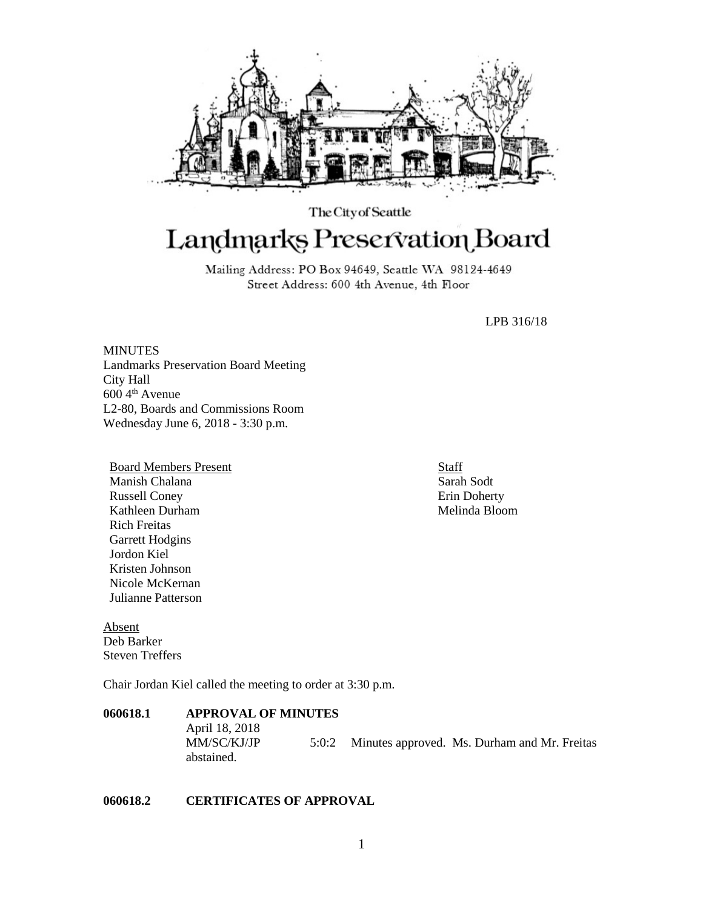The City of Seattle

# Landmarks Preservation Board

Mailing Address: PO Box 94649, Seattle WA 98124-4649
Street Address: 600 4th Avenue, 4th Floor

LPB 316/18

MINUTES
Landmarks Preservation Board Meeting
City Hall
600 4th Avenue
L2-80, Boards and Commissions Room
Wednesday June 6, 2018 - 3:30 p.m.

Board Members Present
Manish Chalana
Russell Coney
Kathleen Durham
Rich Freitas
Garrett Hodgins
Jordon Kiel
Kristen Johnson
Nicole McKernan
Julianne Patterson

Staff
Sarah Sodt
Erin Doherty
Melinda Bloom

Absent
Deb Barker
Steven Treffers

Chair Jordan Kiel called the meeting to order at 3:30 p.m.

**060618.1 APPROVAL OF MINUTES**

April 18, 2018
MM/SC/KJ/JP 5:0:2 Minutes approved. Ms. Durham and Mr. Freitas abstained.

**060618.2 CERTIFICATES OF APPROVAL**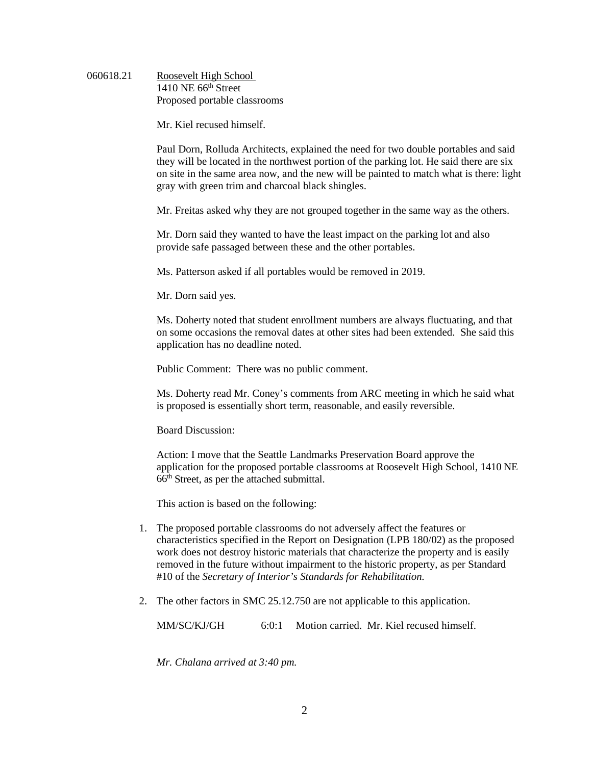060618.21 Roosevelt High School
1410 NE 66th Street
Proposed portable classrooms

Mr. Kiel recused himself.

Paul Dorn, Rolluda Architects, explained the need for two double portables and said they will be located in the northwest portion of the parking lot. He said there are six on site in the same area now, and the new will be painted to match what is there: light gray with green trim and charcoal black shingles.

Mr. Freitas asked why they are not grouped together in the same way as the others.

Mr. Dorn said they wanted to have the least impact on the parking lot and also provide safe passaged between these and the other portables.

Ms. Patterson asked if all portables would be removed in 2019.

Mr. Dorn said yes.

Ms. Doherty noted that student enrollment numbers are always fluctuating, and that on some occasions the removal dates at other sites had been extended. She said this application has no deadline noted.

Public Comment: There was no public comment.

Ms. Doherty read Mr. Coney's comments from ARC meeting in which he said what is proposed is essentially short term, reasonable, and easily reversible.

Board Discussion:

Action: I move that the Seattle Landmarks Preservation Board approve the application for the proposed portable classrooms at Roosevelt High School, 1410 NE 66th Street, as per the attached submittal.

This action is based on the following:

1. The proposed portable classrooms do not adversely affect the features or characteristics specified in the Report on Designation (LPB 180/02) as the proposed work does not destroy historic materials that characterize the property and is easily removed in the future without impairment to the historic property, as per Standard #10 of the *Secretary of Interior's Standards for Rehabilitation.*
2. The other factors in SMC 25.12.750 are not applicable to this application.

MM/SC/KJ/GH 6:0:1 Motion carried. Mr. Kiel recused himself.

*Mr. Chalana arrived at 3:40 pm.*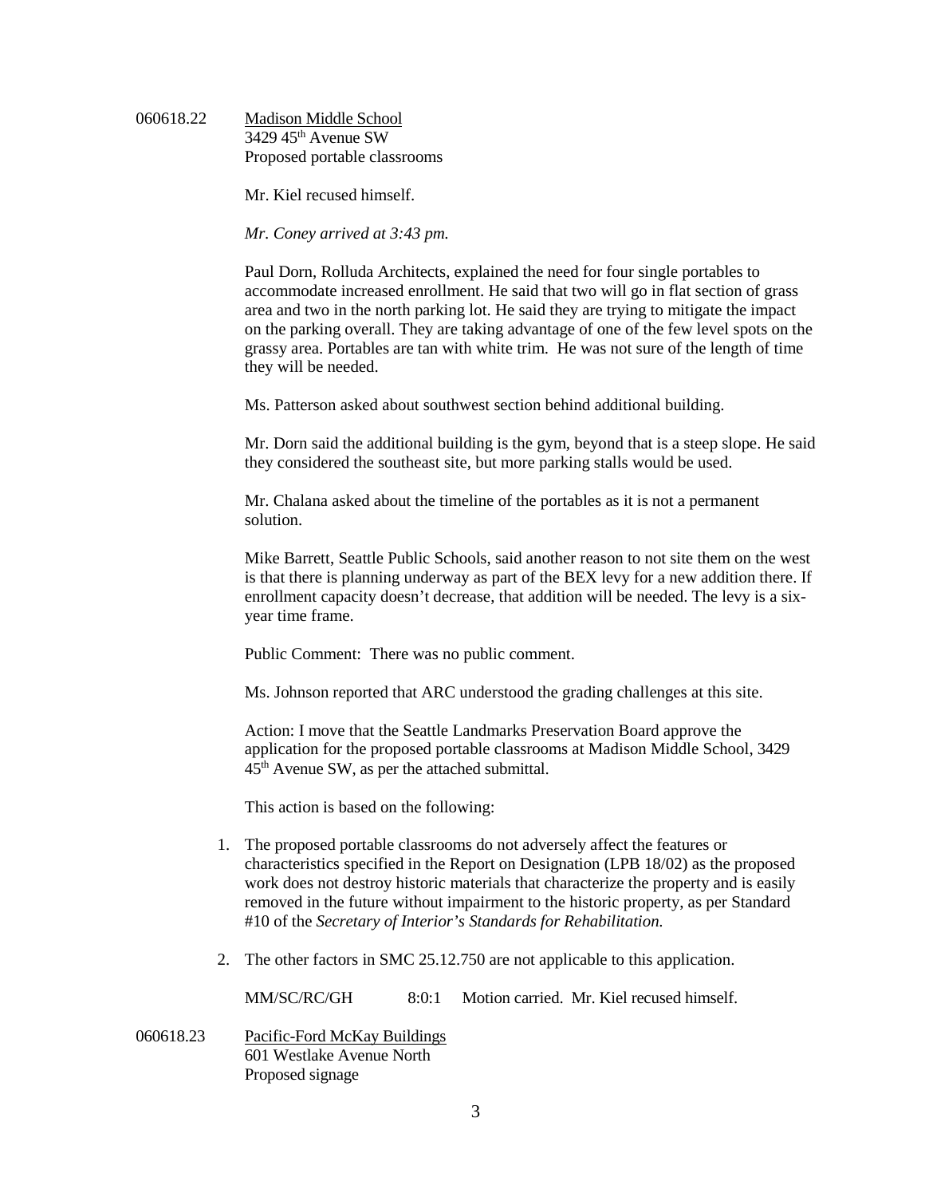060618.22 <u>Madison Middle School</u>
3429 45th Avenue SW
Proposed portable classrooms

Mr. Kiel recused himself.

*Mr. Coney arrived at 3:43 pm.*

Paul Dorn, Rolluda Architects, explained the need for four single portables to accommodate increased enrollment. He said that two will go in flat section of grass area and two in the north parking lot. He said they are trying to mitigate the impact on the parking overall. They are taking advantage of one of the few level spots on the grassy area. Portables are tan with white trim. He was not sure of the length of time they will be needed.

Ms. Patterson asked about southwest section behind additional building.

Mr. Dorn said the additional building is the gym, beyond that is a steep slope. He said they considered the southeast site, but more parking stalls would be used.

Mr. Chalana asked about the timeline of the portables as it is not a permanent solution.

Mike Barrett, Seattle Public Schools, said another reason to not site them on the west is that there is planning underway as part of the BEX levy for a new addition there. If enrollment capacity doesn't decrease, that addition will be needed. The levy is a six-year time frame.

Public Comment: There was no public comment.

Ms. Johnson reported that ARC understood the grading challenges at this site.

Action: I move that the Seattle Landmarks Preservation Board approve the application for the proposed portable classrooms at Madison Middle School, 3429 45th Avenue SW, as per the attached submittal.

This action is based on the following:

1. The proposed portable classrooms do not adversely affect the features or characteristics specified in the Report on Designation (LPB 18/02) as the proposed work does not destroy historic materials that characterize the property and is easily removed in the future without impairment to the historic property, as per Standard #10 of the *Secretary of Interior's Standards for Rehabilitation.*

2. The other factors in SMC 25.12.750 are not applicable to this application.

MM/SC/RC/GH 8:0:1 Motion carried. Mr. Kiel recused himself.

060618.23 <u>Pacific-Ford McKay Buildings</u>
601 Westlake Avenue North
Proposed signage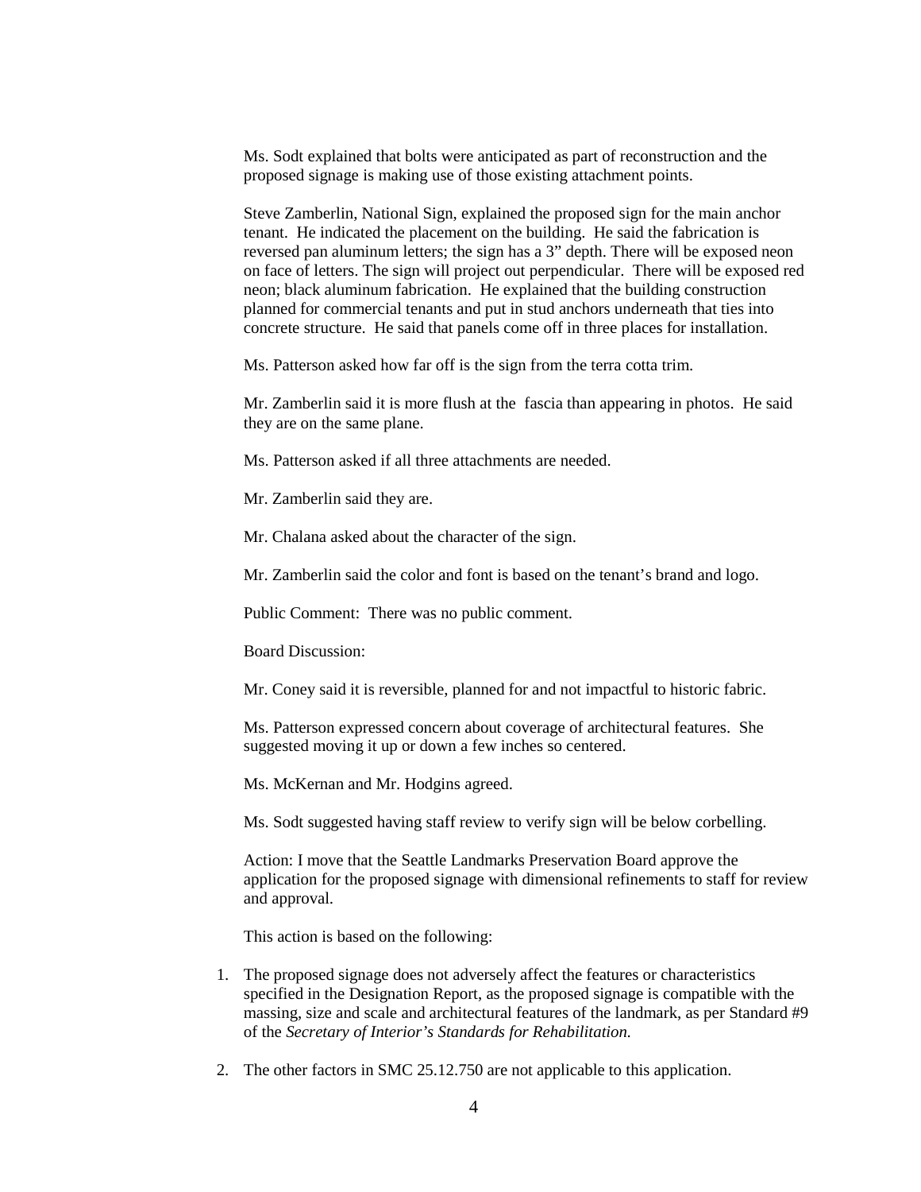Ms. Sodt explained that bolts were anticipated as part of reconstruction and the proposed signage is making use of those existing attachment points.

Steve Zamberlin, National Sign, explained the proposed sign for the main anchor tenant. He indicated the placement on the building. He said the fabrication is reversed pan aluminum letters; the sign has a 3" depth. There will be exposed neon on face of letters. The sign will project out perpendicular. There will be exposed red neon; black aluminum fabrication. He explained that the building construction planned for commercial tenants and put in stud anchors underneath that ties into concrete structure. He said that panels come off in three places for installation.

Ms. Patterson asked how far off is the sign from the terra cotta trim.

Mr. Zamberlin said it is more flush at the fascia than appearing in photos. He said they are on the same plane.

Ms. Patterson asked if all three attachments are needed.

Mr. Zamberlin said they are.

Mr. Chalana asked about the character of the sign.

Mr. Zamberlin said the color and font is based on the tenant's brand and logo.

Public Comment: There was no public comment.

Board Discussion:

Mr. Coney said it is reversible, planned for and not impactful to historic fabric.

Ms. Patterson expressed concern about coverage of architectural features. She suggested moving it up or down a few inches so centered.

Ms. McKernan and Mr. Hodgins agreed.

Ms. Sodt suggested having staff review to verify sign will be below corbelling.

Action: I move that the Seattle Landmarks Preservation Board approve the application for the proposed signage with dimensional refinements to staff for review and approval.

This action is based on the following:

1. The proposed signage does not adversely affect the features or characteristics specified in the Designation Report, as the proposed signage is compatible with the massing, size and scale and architectural features of the landmark, as per Standard #9 of the *Secretary of Interior's Standards for Rehabilitation.*

2. The other factors in SMC 25.12.750 are not applicable to this application.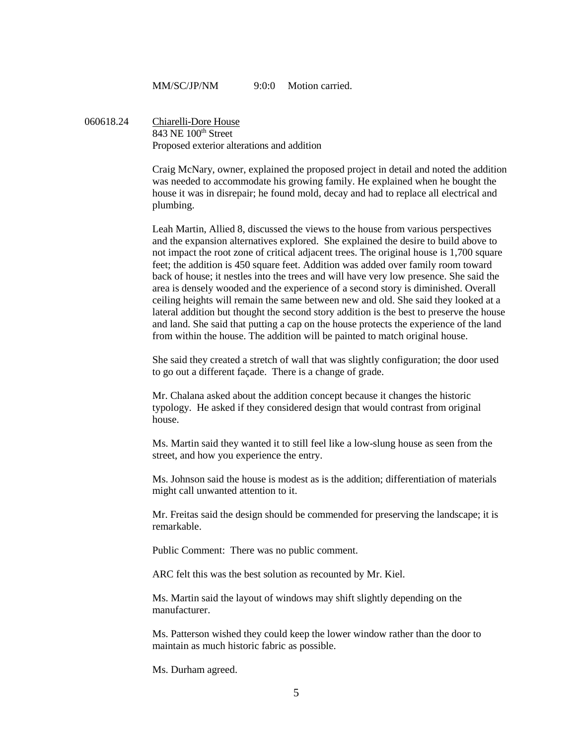MM/SC/JP/NM 9:0:0 Motion carried.

060618.24 Chiarelli-Dore House
843 NE 100th Street
Proposed exterior alterations and addition

Craig McNary, owner, explained the proposed project in detail and noted the addition was needed to accommodate his growing family. He explained when he bought the house it was in disrepair; he found mold, decay and had to replace all electrical and plumbing.

Leah Martin, Allied 8, discussed the views to the house from various perspectives and the expansion alternatives explored. She explained the desire to build above to not impact the root zone of critical adjacent trees. The original house is 1,700 square feet; the addition is 450 square feet. Addition was added over family room toward back of house; it nestles into the trees and will have very low presence. She said the area is densely wooded and the experience of a second story is diminished. Overall ceiling heights will remain the same between new and old. She said they looked at a lateral addition but thought the second story addition is the best to preserve the house and land. She said that putting a cap on the house protects the experience of the land from within the house. The addition will be painted to match original house.

She said they created a stretch of wall that was slightly configuration; the door used to go out a different façade. There is a change of grade.

Mr. Chalana asked about the addition concept because it changes the historic typology. He asked if they considered design that would contrast from original house.

Ms. Martin said they wanted it to still feel like a low-slung house as seen from the street, and how you experience the entry.

Ms. Johnson said the house is modest as is the addition; differentiation of materials might call unwanted attention to it.

Mr. Freitas said the design should be commended for preserving the landscape; it is remarkable.

Public Comment: There was no public comment.

ARC felt this was the best solution as recounted by Mr. Kiel.

Ms. Martin said the layout of windows may shift slightly depending on the manufacturer.

Ms. Patterson wished they could keep the lower window rather than the door to maintain as much historic fabric as possible.

Ms. Durham agreed.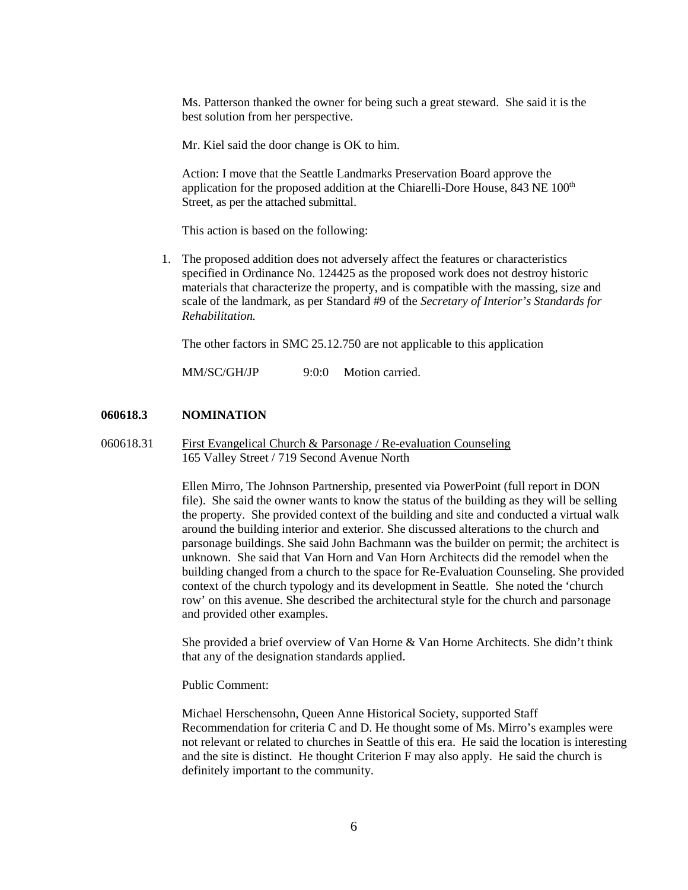Ms. Patterson thanked the owner for being such a great steward. She said it is the best solution from her perspective.

Mr. Kiel said the door change is OK to him.

Action: I move that the Seattle Landmarks Preservation Board approve the application for the proposed addition at the Chiarelli-Dore House, 843 NE 100th Street, as per the attached submittal.

This action is based on the following:

1. The proposed addition does not adversely affect the features or characteristics specified in Ordinance No. 124425 as the proposed work does not destroy historic materials that characterize the property, and is compatible with the massing, size and scale of the landmark, as per Standard #9 of the *Secretary of Interior's Standards for Rehabilitation.*

The other factors in SMC 25.12.750 are not applicable to this application

MM/SC/GH/JP 9:0:0 Motion carried.

**060618.3 NOMINATION**

060618.31 First Evangelical Church & Parsonage / Re-evaluation Counseling
165 Valley Street / 719 Second Avenue North

Ellen Mirro, The Johnson Partnership, presented via PowerPoint (full report in DON file). She said the owner wants to know the status of the building as they will be selling the property. She provided context of the building and site and conducted a virtual walk around the building interior and exterior. She discussed alterations to the church and parsonage buildings. She said John Bachmann was the builder on permit; the architect is unknown. She said that Van Horn and Van Horn Architects did the remodel when the building changed from a church to the space for Re-Evaluation Counseling. She provided context of the church typology and its development in Seattle. She noted the 'church row' on this avenue. She described the architectural style for the church and parsonage and provided other examples.

She provided a brief overview of Van Horne & Van Horne Architects. She didn't think that any of the designation standards applied.

Public Comment:

Michael Herschensohn, Queen Anne Historical Society, supported Staff Recommendation for criteria C and D. He thought some of Ms. Mirro's examples were not relevant or related to churches in Seattle of this era. He said the location is interesting and the site is distinct. He thought Criterion F may also apply. He said the church is definitely important to the community.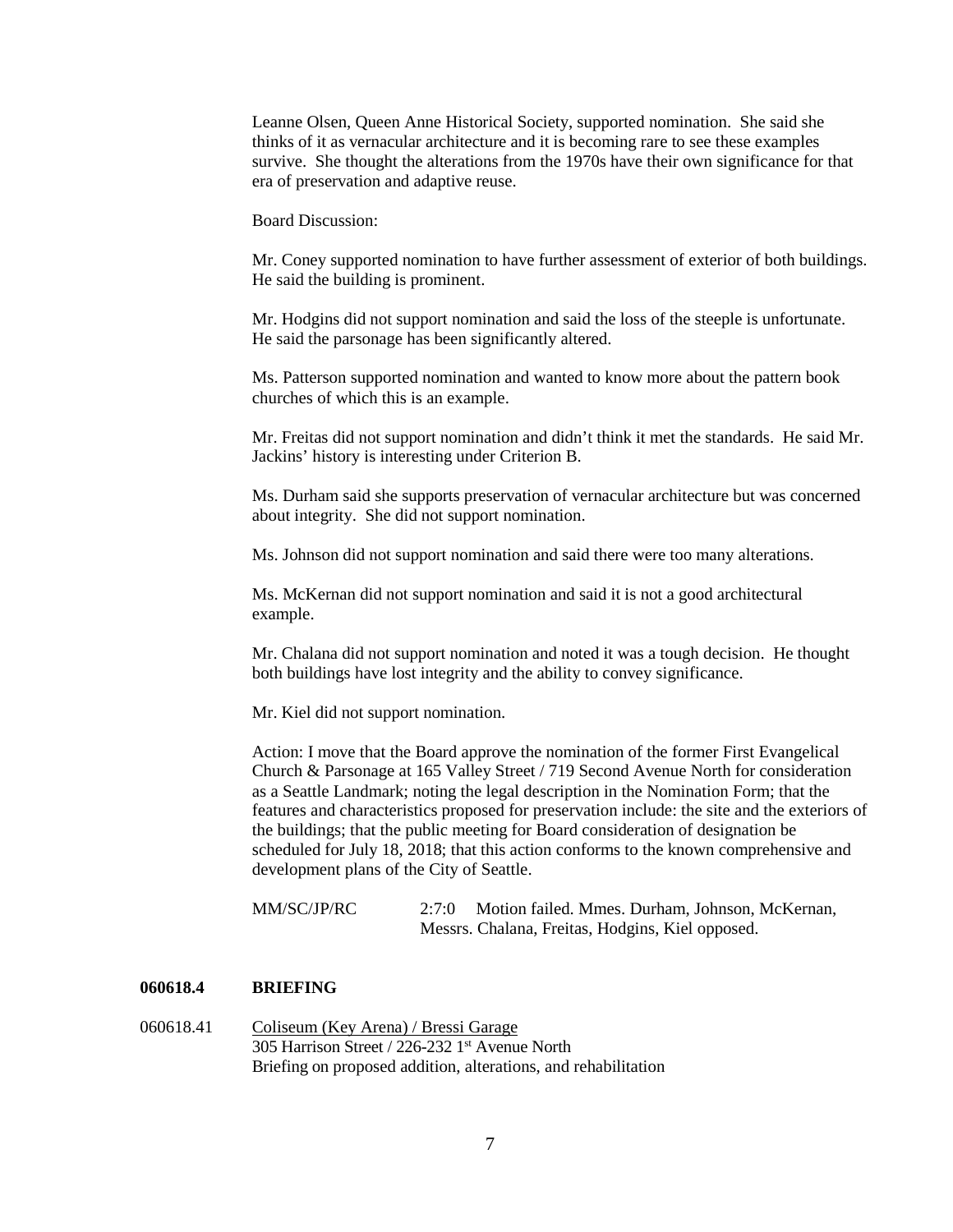Leanne Olsen, Queen Anne Historical Society, supported nomination. She said she thinks of it as vernacular architecture and it is becoming rare to see these examples survive. She thought the alterations from the 1970s have their own significance for that era of preservation and adaptive reuse.

Board Discussion:

Mr. Coney supported nomination to have further assessment of exterior of both buildings. He said the building is prominent.

Mr. Hodgins did not support nomination and said the loss of the steeple is unfortunate. He said the parsonage has been significantly altered.

Ms. Patterson supported nomination and wanted to know more about the pattern book churches of which this is an example.

Mr. Freitas did not support nomination and didn't think it met the standards. He said Mr. Jackins' history is interesting under Criterion B.

Ms. Durham said she supports preservation of vernacular architecture but was concerned about integrity. She did not support nomination.

Ms. Johnson did not support nomination and said there were too many alterations.

Ms. McKernan did not support nomination and said it is not a good architectural example.

Mr. Chalana did not support nomination and noted it was a tough decision. He thought both buildings have lost integrity and the ability to convey significance.

Mr. Kiel did not support nomination.

Action: I move that the Board approve the nomination of the former First Evangelical Church & Parsonage at 165 Valley Street / 719 Second Avenue North for consideration as a Seattle Landmark; noting the legal description in the Nomination Form; that the features and characteristics proposed for preservation include: the site and the exteriors of the buildings; that the public meeting for Board consideration of designation be scheduled for July 18, 2018; that this action conforms to the known comprehensive and development plans of the City of Seattle.

MM/SC/JP/RC 2:7:0 Motion failed. Mmes. Durham, Johnson, McKernan, Messrs. Chalana, Freitas, Hodgins, Kiel opposed.

**060618.4 BRIEFING**

060618.41 Coliseum (Key Arena) / Bressi Garage
305 Harrison Street / 226-232 1st Avenue North
Briefing on proposed addition, alterations, and rehabilitation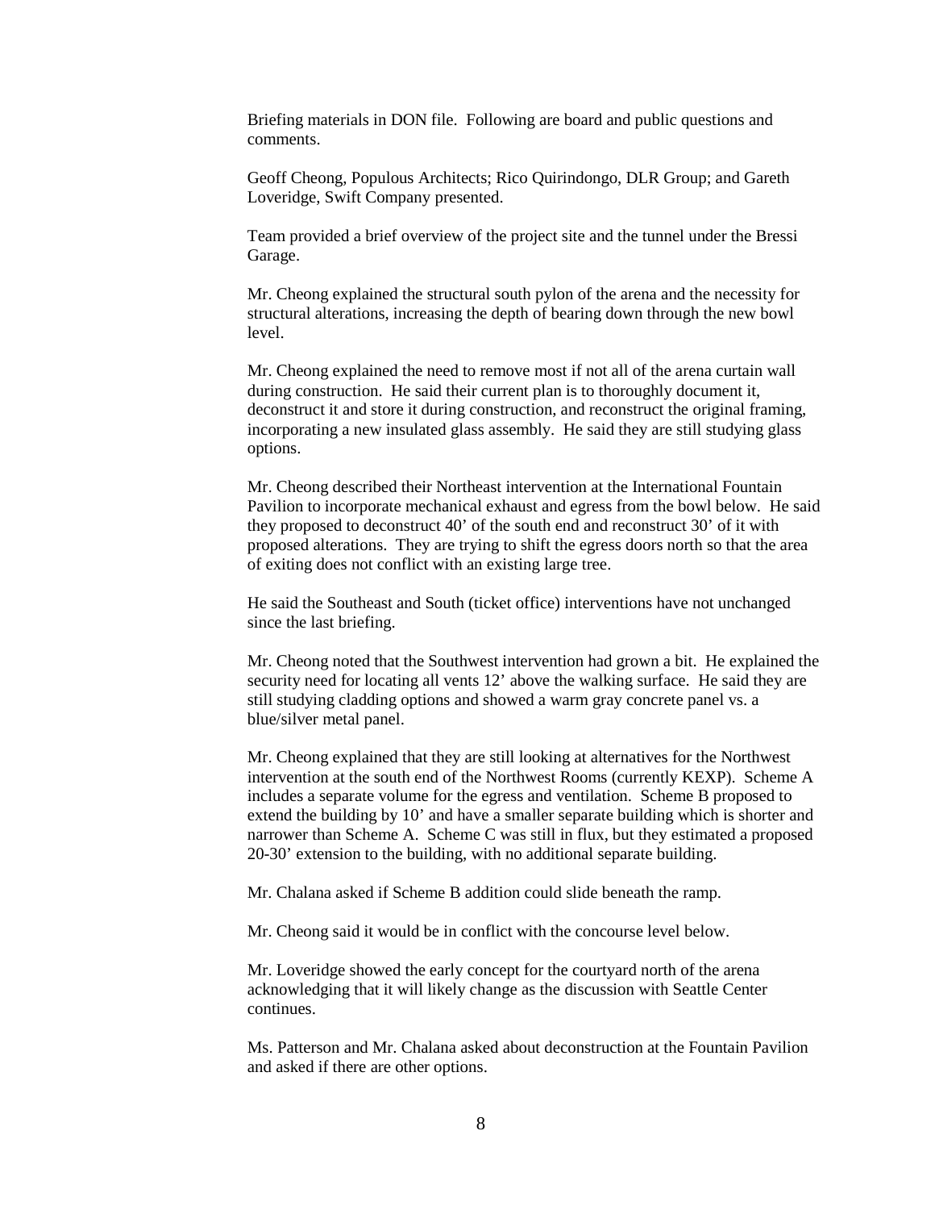Briefing materials in DON file. Following are board and public questions and comments.

Geoff Cheong, Populous Architects; Rico Quirindongo, DLR Group; and Gareth Loveridge, Swift Company presented.

Team provided a brief overview of the project site and the tunnel under the Bressi Garage.

Mr. Cheong explained the structural south pylon of the arena and the necessity for structural alterations, increasing the depth of bearing down through the new bowl level.

Mr. Cheong explained the need to remove most if not all of the arena curtain wall during construction. He said their current plan is to thoroughly document it, deconstruct it and store it during construction, and reconstruct the original framing, incorporating a new insulated glass assembly. He said they are still studying glass options.

Mr. Cheong described their Northeast intervention at the International Fountain Pavilion to incorporate mechanical exhaust and egress from the bowl below. He said they proposed to deconstruct 40' of the south end and reconstruct 30' of it with proposed alterations. They are trying to shift the egress doors north so that the area of exiting does not conflict with an existing large tree.

He said the Southeast and South (ticket office) interventions have not unchanged since the last briefing.

Mr. Cheong noted that the Southwest intervention had grown a bit. He explained the security need for locating all vents 12' above the walking surface. He said they are still studying cladding options and showed a warm gray concrete panel vs. a blue/silver metal panel.

Mr. Cheong explained that they are still looking at alternatives for the Northwest intervention at the south end of the Northwest Rooms (currently KEXP). Scheme A includes a separate volume for the egress and ventilation. Scheme B proposed to extend the building by 10' and have a smaller separate building which is shorter and narrower than Scheme A. Scheme C was still in flux, but they estimated a proposed 20-30' extension to the building, with no additional separate building.

Mr. Chalana asked if Scheme B addition could slide beneath the ramp.

Mr. Cheong said it would be in conflict with the concourse level below.

Mr. Loveridge showed the early concept for the courtyard north of the arena acknowledging that it will likely change as the discussion with Seattle Center continues.

Ms. Patterson and Mr. Chalana asked about deconstruction at the Fountain Pavilion and asked if there are other options.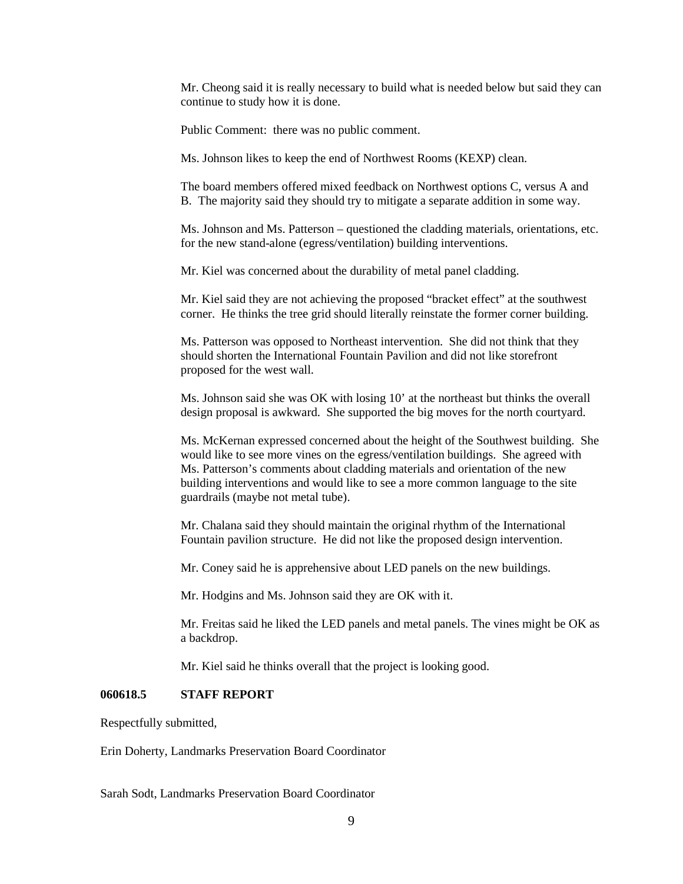Mr. Cheong said it is really necessary to build what is needed below but said they can continue to study how it is done.

Public Comment: there was no public comment.

Ms. Johnson likes to keep the end of Northwest Rooms (KEXP) clean.

The board members offered mixed feedback on Northwest options C, versus A and B. The majority said they should try to mitigate a separate addition in some way.

Ms. Johnson and Ms. Patterson – questioned the cladding materials, orientations, etc. for the new stand-alone (egress/ventilation) building interventions.

Mr. Kiel was concerned about the durability of metal panel cladding.

Mr. Kiel said they are not achieving the proposed "bracket effect" at the southwest corner. He thinks the tree grid should literally reinstate the former corner building.

Ms. Patterson was opposed to Northeast intervention. She did not think that they should shorten the International Fountain Pavilion and did not like storefront proposed for the west wall.

Ms. Johnson said she was OK with losing 10' at the northeast but thinks the overall design proposal is awkward. She supported the big moves for the north courtyard.

Ms. McKernan expressed concerned about the height of the Southwest building. She would like to see more vines on the egress/ventilation buildings. She agreed with Ms. Patterson's comments about cladding materials and orientation of the new building interventions and would like to see a more common language to the site guardrails (maybe not metal tube).

Mr. Chalana said they should maintain the original rhythm of the International Fountain pavilion structure. He did not like the proposed design intervention.

Mr. Coney said he is apprehensive about LED panels on the new buildings.

Mr. Hodgins and Ms. Johnson said they are OK with it.

Mr. Freitas said he liked the LED panels and metal panels. The vines might be OK as a backdrop.

Mr. Kiel said he thinks overall that the project is looking good.

**060618.5 STAFF REPORT**

Respectfully submitted,

Erin Doherty, Landmarks Preservation Board Coordinator

Sarah Sodt, Landmarks Preservation Board Coordinator